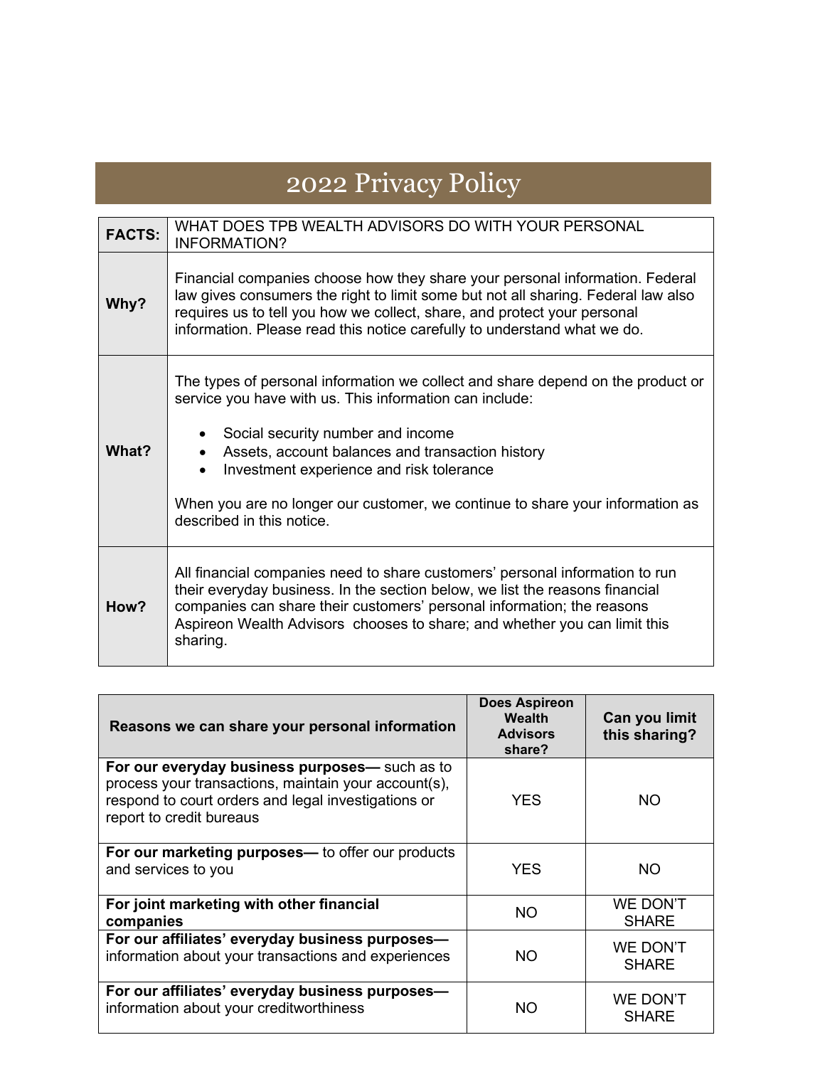# 2022 Privacy Policy

| **FACTS:** | WHAT DOES TPB WEALTH ADVISORS DO WITH YOUR PERSONAL INFORMATION? |
|---|---|
| **Why?** | Financial companies choose how they share your personal information. Federal law gives consumers the right to limit some but not all sharing. Federal law also requires us to tell you how we collect, share, and protect your personal information. Please read this notice carefully to understand what we do. |
| **What?** | The types of personal information we collect and share depend on the product or service you have with us. This information can include:<br><br>• Social security number and income<br>• Assets, account balances and transaction history<br>• Investment experience and risk tolerance<br><br>When you are no longer our customer, we continue to share your information as described in this notice. |
| **How?** | All financial companies need to share customers' personal information to run their everyday business. In the section below, we list the reasons financial companies can share their customers' personal information; the reasons Aspireon Wealth Advisors chooses to share; and whether you can limit this sharing. |

| Reasons we can share your personal information | Does Aspireon Wealth Advisors share? | Can you limit this sharing? |
|---|---|---|
| **For our everyday business purposes—** such as to process your transactions, maintain your account(s), respond to court orders and legal investigations or report to credit bureaus | YES | NO |
| **For our marketing purposes—** to offer our products and services to you | YES | NO |
| **For joint marketing with other financial companies** | NO | WE DON'T SHARE |
| **For our affiliates' everyday business purposes—** information about your transactions and experiences | NO | WE DON'T SHARE |
| **For our affiliates' everyday business purposes—** information about your creditworthiness | NO | WE DON'T SHARE |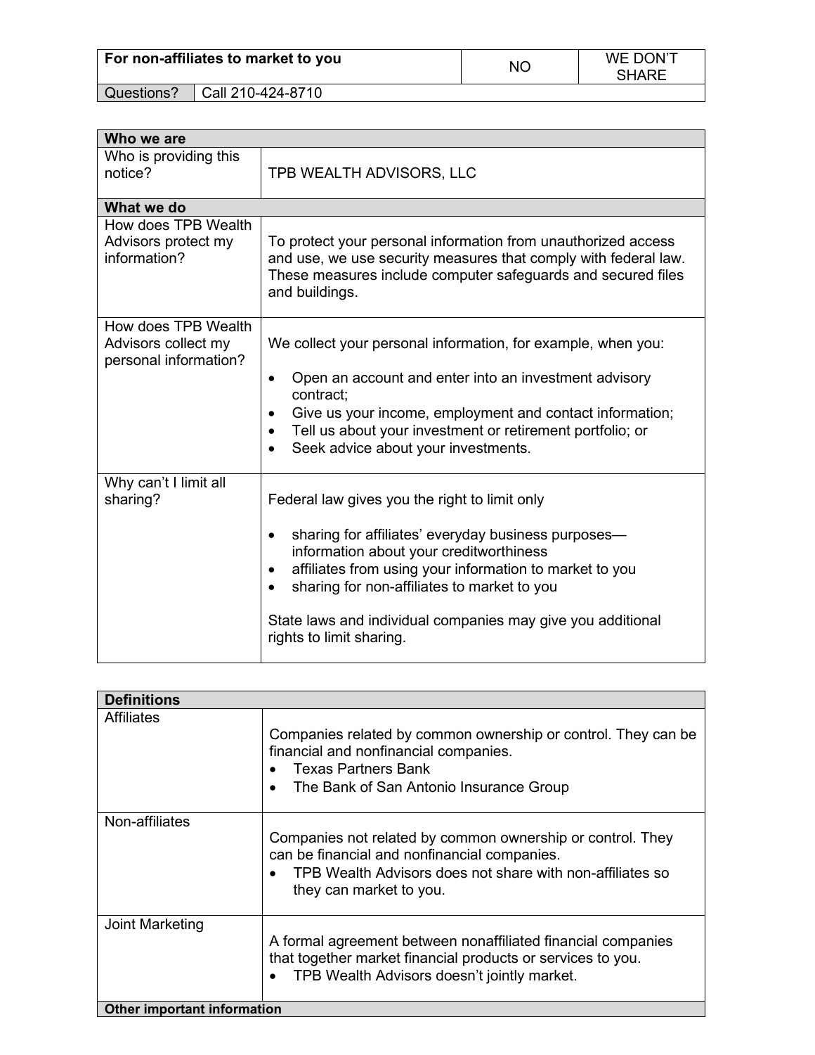| For non-affiliates to market to you | NO | WE DON'T SHARE |
|---|---|---|
| Questions? | Call 210-424-8710 | |

| Who we are | |
|---|---|
| Who is providing this notice? | TPB WEALTH ADVISORS, LLC |
| **What we do** | |
| How does TPB Wealth Advisors protect my information? | To protect your personal information from unauthorized access and use, we use security measures that comply with federal law. These measures include computer safeguards and secured files and buildings. |
| How does TPB Wealth Advisors collect my personal information? | We collect your personal information, for example, when you:<br>• Open an account and enter into an investment advisory contract;<br>• Give us your income, employment and contact information;<br>• Tell us about your investment or retirement portfolio; or<br>• Seek advice about your investments. |
| Why can't I limit all sharing? | Federal law gives you the right to limit only<br>• sharing for affiliates' everyday business purposes—information about your creditworthiness<br>• affiliates from using your information to market to you<br>• sharing for non-affiliates to market to you<br><br>State laws and individual companies may give you additional rights to limit sharing. |

| Definitions | |
|---|---|
| Affiliates | Companies related by common ownership or control. They can be financial and nonfinancial companies.<br>• Texas Partners Bank<br>• The Bank of San Antonio Insurance Group |
| Non-affiliates | Companies not related by common ownership or control. They can be financial and nonfinancial companies.<br>• TPB Wealth Advisors does not share with non-affiliates so they can market to you. |
| Joint Marketing | A formal agreement between nonaffiliated financial companies that together market financial products or services to you.<br>• TPB Wealth Advisors doesn't jointly market. |
| **Other important information** | |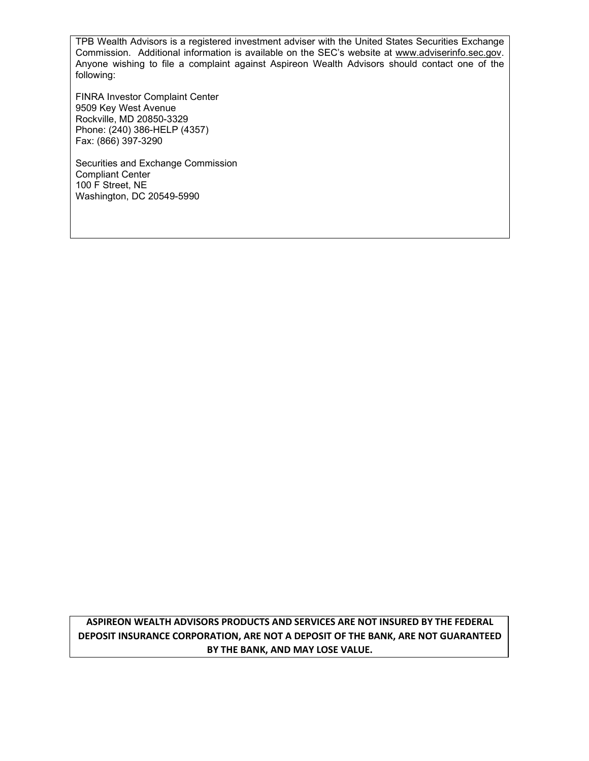TPB Wealth Advisors is a registered investment adviser with the United States Securities Exchange Commission. Additional information is available on the SEC's website at www.adviserinfo.sec.gov. Anyone wishing to file a complaint against Aspireon Wealth Advisors should contact one of the following:

FINRA Investor Complaint Center
9509 Key West Avenue
Rockville, MD 20850-3329
Phone: (240) 386-HELP (4357)
Fax: (866) 397-3290

Securities and Exchange Commission
Compliant Center
100 F Street, NE
Washington, DC 20549-5990

**ASPIREON WEALTH ADVISORS PRODUCTS AND SERVICES ARE NOT INSURED BY THE FEDERAL DEPOSIT INSURANCE CORPORATION, ARE NOT A DEPOSIT OF THE BANK, ARE NOT GUARANTEED BY THE BANK, AND MAY LOSE VALUE.**